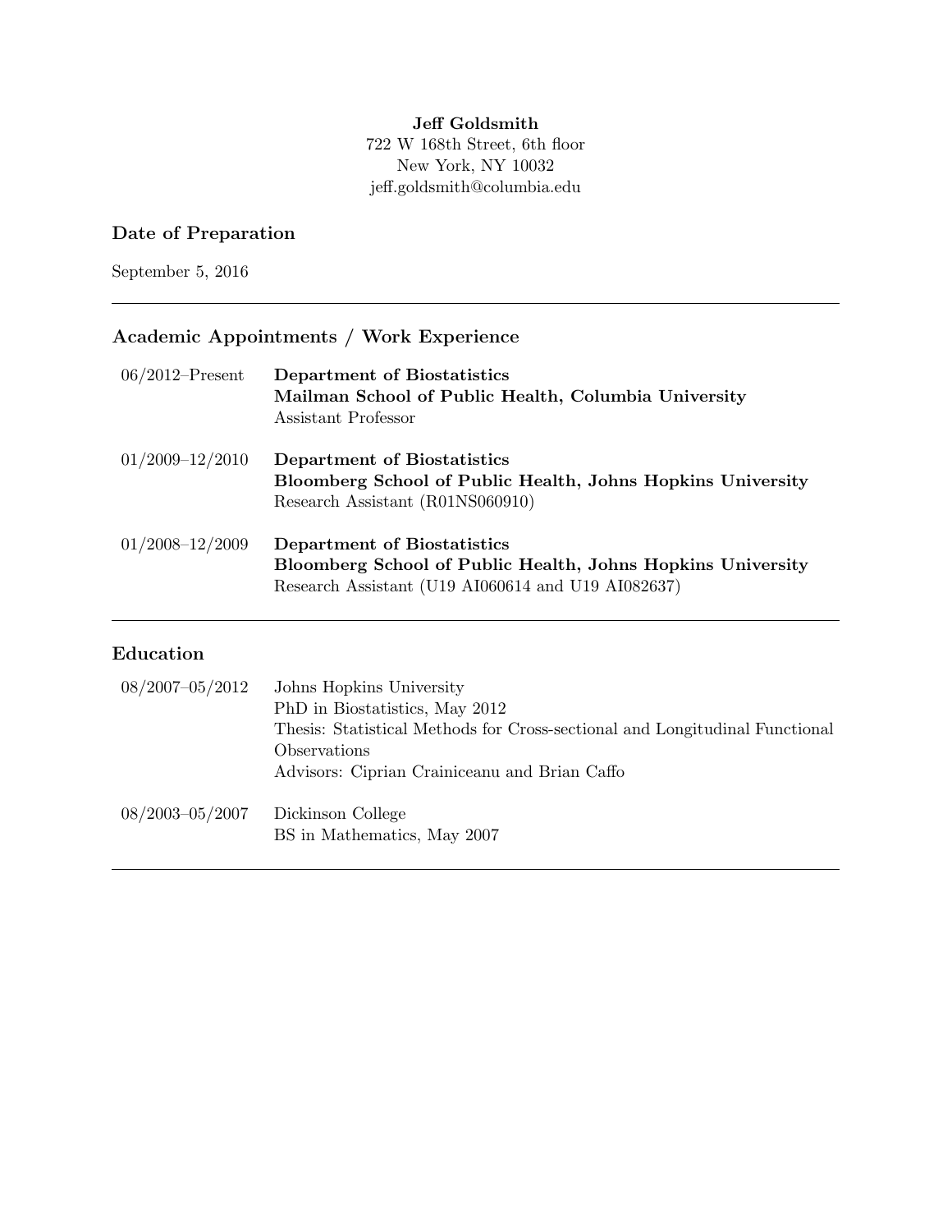**Jeff Goldsmith**
722 W 168th Street, 6th floor
New York, NY 10032
jeff.goldsmith@columbia.edu

## Date of Preparation

September 5, 2016

---

## Academic Appointments / Work Experience

06/2012–Present — **Department of Biostatistics**
**Mailman School of Public Health, Columbia University**
Assistant Professor

01/2009–12/2010 — **Department of Biostatistics**
**Bloomberg School of Public Health, Johns Hopkins University**
Research Assistant (R01NS060910)

01/2008–12/2009 — **Department of Biostatistics**
**Bloomberg School of Public Health, Johns Hopkins University**
Research Assistant (U19 AI060614 and U19 AI082637)

---

## Education

08/2007–05/2012 — Johns Hopkins University
PhD in Biostatistics, May 2012
Thesis: Statistical Methods for Cross-sectional and Longitudinal Functional Observations
Advisors: Ciprian Crainiceanu and Brian Caffo

08/2003–05/2007 — Dickinson College
BS in Mathematics, May 2007

---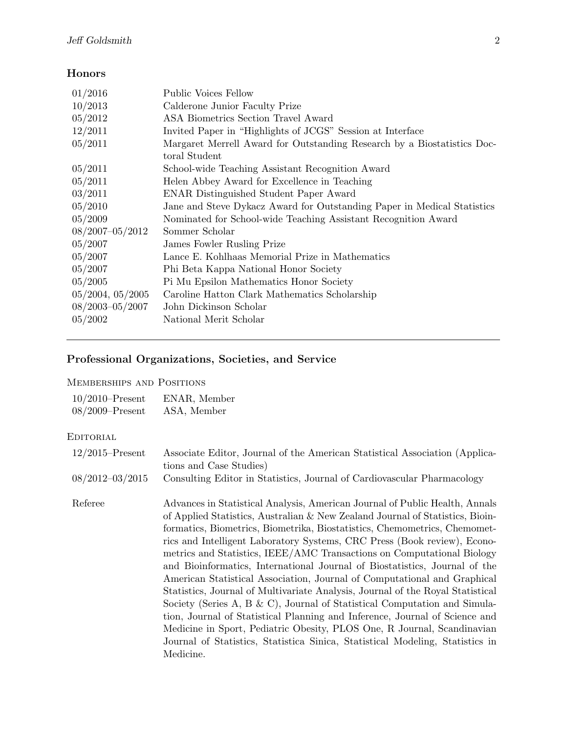## Honors

| | |
|---|---|
| 01/2016 | Public Voices Fellow |
| 10/2013 | Calderone Junior Faculty Prize |
| 05/2012 | ASA Biometrics Section Travel Award |
| 12/2011 | Invited Paper in "Highlights of JCGS" Session at Interface |
| 05/2011 | Margaret Merrell Award for Outstanding Research by a Biostatistics Doctoral Student |
| 05/2011 | School-wide Teaching Assistant Recognition Award |
| 05/2011 | Helen Abbey Award for Excellence in Teaching |
| 03/2011 | ENAR Distinguished Student Paper Award |
| 05/2010 | Jane and Steve Dykacz Award for Outstanding Paper in Medical Statistics |
| 05/2009 | Nominated for School-wide Teaching Assistant Recognition Award |
| 08/2007–05/2012 | Sommer Scholar |
| 05/2007 | James Fowler Rusling Prize |
| 05/2007 | Lance E. Kohlhaas Memorial Prize in Mathematics |
| 05/2007 | Phi Beta Kappa National Honor Society |
| 05/2005 | Pi Mu Epsilon Mathematics Honor Society |
| 05/2004, 05/2005 | Caroline Hatton Clark Mathematics Scholarship |
| 08/2003–05/2007 | John Dickinson Scholar |
| 05/2002 | National Merit Scholar |

---

## Professional Organizations, Societies, and Service

### Memberships and Positions

| | |
|---|---|
| 10/2010–Present | ENAR, Member |
| 08/2009–Present | ASA, Member |

### Editorial

| | |
|---|---|
| 12/2015–Present | Associate Editor, Journal of the American Statistical Association (Applications and Case Studies) |
| 08/2012–03/2015 | Consulting Editor in Statistics, Journal of Cardiovascular Pharmacology |
| Referee | Advances in Statistical Analysis, American Journal of Public Health, Annals of Applied Statistics, Australian & New Zealand Journal of Statistics, Bioinformatics, Biometrics, Biometrika, Biostatistics, Chemometrics, Chemometrics and Intelligent Laboratory Systems, CRC Press (Book review), Econometrics and Statistics, IEEE/AMC Transactions on Computational Biology and Bioinformatics, International Journal of Biostatistics, Journal of the American Statistical Association, Journal of Computational and Graphical Statistics, Journal of Multivariate Analysis, Journal of the Royal Statistical Society (Series A, B & C), Journal of Statistical Computation and Simulation, Journal of Statistical Planning and Inference, Journal of Science and Medicine in Sport, Pediatric Obesity, PLOS One, R Journal, Scandinavian Journal of Statistics, Statistica Sinica, Statistical Modeling, Statistics in Medicine. |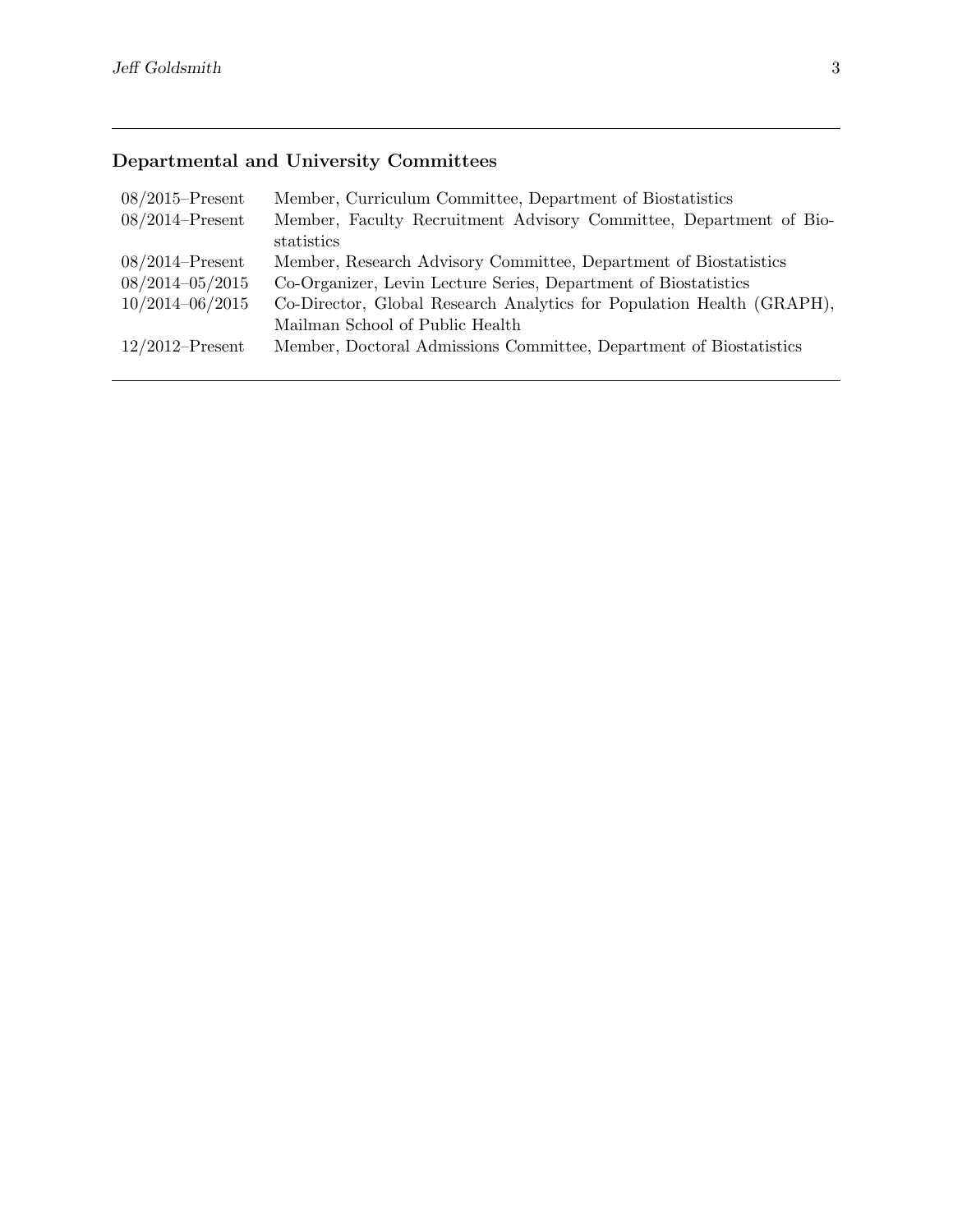## Departmental and University Committees

| | |
|---|---|
| 08/2015–Present | Member, Curriculum Committee, Department of Biostatistics |
| 08/2014–Present | Member, Faculty Recruitment Advisory Committee, Department of Biostatistics |
| 08/2014–Present | Member, Research Advisory Committee, Department of Biostatistics |
| 08/2014–05/2015 | Co-Organizer, Levin Lecture Series, Department of Biostatistics |
| 10/2014–06/2015 | Co-Director, Global Research Analytics for Population Health (GRAPH), Mailman School of Public Health |
| 12/2012–Present | Member, Doctoral Admissions Committee, Department of Biostatistics |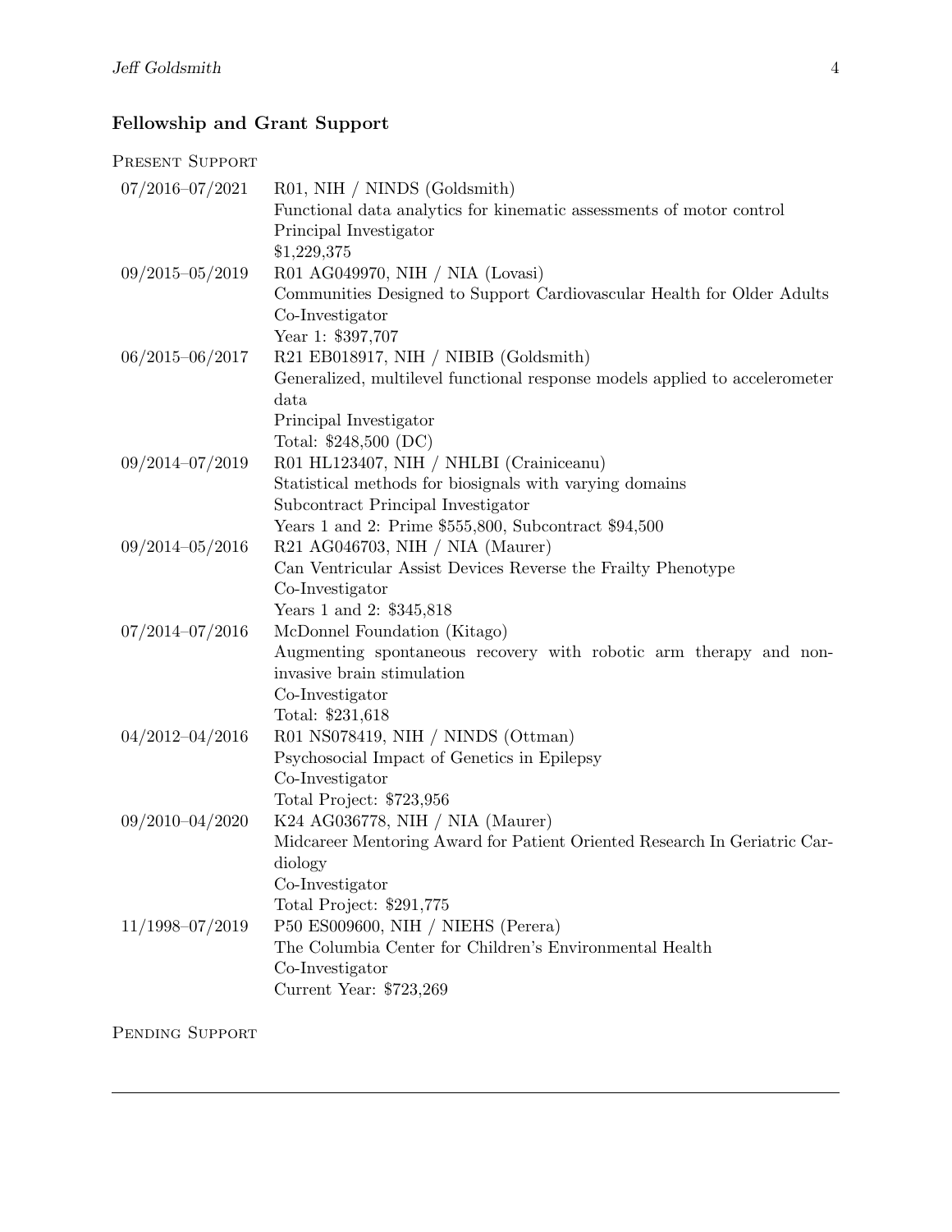## Fellowship and Grant Support

Present Support

| | |
|---|---|
| 07/2016–07/2021 | R01, NIH / NINDS (Goldsmith)<br>Functional data analytics for kinematic assessments of motor control<br>Principal Investigator<br>$1,229,375 |
| 09/2015–05/2019 | R01 AG049970, NIH / NIA (Lovasi)<br>Communities Designed to Support Cardiovascular Health for Older Adults<br>Co-Investigator<br>Year 1: $397,707 |
| 06/2015–06/2017 | R21 EB018917, NIH / NIBIB (Goldsmith)<br>Generalized, multilevel functional response models applied to accelerometer data<br>Principal Investigator<br>Total: $248,500 (DC) |
| 09/2014–07/2019 | R01 HL123407, NIH / NHLBI (Crainiceanu)<br>Statistical methods for biosignals with varying domains<br>Subcontract Principal Investigator<br>Years 1 and 2: Prime $555,800, Subcontract $94,500 |
| 09/2014–05/2016 | R21 AG046703, NIH / NIA (Maurer)<br>Can Ventricular Assist Devices Reverse the Frailty Phenotype<br>Co-Investigator<br>Years 1 and 2: $345,818 |
| 07/2014–07/2016 | McDonnel Foundation (Kitago)<br>Augmenting spontaneous recovery with robotic arm therapy and non-invasive brain stimulation<br>Co-Investigator<br>Total: $231,618 |
| 04/2012–04/2016 | R01 NS078419, NIH / NINDS (Ottman)<br>Psychosocial Impact of Genetics in Epilepsy<br>Co-Investigator<br>Total Project: $723,956 |
| 09/2010–04/2020 | K24 AG036778, NIH / NIA (Maurer)<br>Midcareer Mentoring Award for Patient Oriented Research In Geriatric Cardiology<br>Co-Investigator<br>Total Project: $291,775 |
| 11/1998–07/2019 | P50 ES009600, NIH / NIEHS (Perera)<br>The Columbia Center for Children's Environmental Health<br>Co-Investigator<br>Current Year: $723,269 |

Pending Support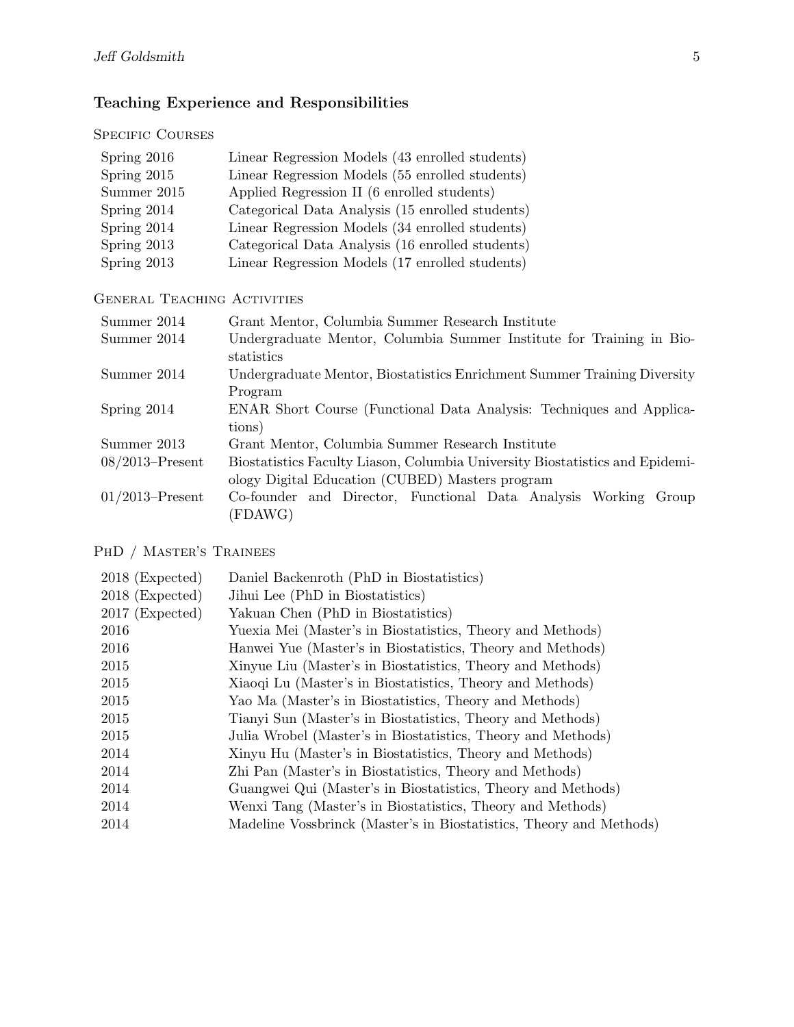## Teaching Experience and Responsibilities

### Specific Courses

| | |
|---|---|
| Spring 2016 | Linear Regression Models (43 enrolled students) |
| Spring 2015 | Linear Regression Models (55 enrolled students) |
| Summer 2015 | Applied Regression II (6 enrolled students) |
| Spring 2014 | Categorical Data Analysis (15 enrolled students) |
| Spring 2014 | Linear Regression Models (34 enrolled students) |
| Spring 2013 | Categorical Data Analysis (16 enrolled students) |
| Spring 2013 | Linear Regression Models (17 enrolled students) |

### General Teaching Activities

| | |
|---|---|
| Summer 2014 | Grant Mentor, Columbia Summer Research Institute |
| Summer 2014 | Undergraduate Mentor, Columbia Summer Institute for Training in Biostatistics |
| Summer 2014 | Undergraduate Mentor, Biostatistics Enrichment Summer Training Diversity Program |
| Spring 2014 | ENAR Short Course (Functional Data Analysis: Techniques and Applications) |
| Summer 2013 | Grant Mentor, Columbia Summer Research Institute |
| 08/2013–Present | Biostatistics Faculty Liason, Columbia University Biostatistics and Epidemiology Digital Education (CUBED) Masters program |
| 01/2013–Present | Co-founder and Director, Functional Data Analysis Working Group (FDAWG) |

### PhD / Master's Trainees

| | |
|---|---|
| 2018 (Expected) | Daniel Backenroth (PhD in Biostatistics) |
| 2018 (Expected) | Jihui Lee (PhD in Biostatistics) |
| 2017 (Expected) | Yakuan Chen (PhD in Biostatistics) |
| 2016 | Yuexia Mei (Master's in Biostatistics, Theory and Methods) |
| 2016 | Hanwei Yue (Master's in Biostatistics, Theory and Methods) |
| 2015 | Xinyue Liu (Master's in Biostatistics, Theory and Methods) |
| 2015 | Xiaoqi Lu (Master's in Biostatistics, Theory and Methods) |
| 2015 | Yao Ma (Master's in Biostatistics, Theory and Methods) |
| 2015 | Tianyi Sun (Master's in Biostatistics, Theory and Methods) |
| 2015 | Julia Wrobel (Master's in Biostatistics, Theory and Methods) |
| 2014 | Xinyu Hu (Master's in Biostatistics, Theory and Methods) |
| 2014 | Zhi Pan (Master's in Biostatistics, Theory and Methods) |
| 2014 | Guangwei Qui (Master's in Biostatistics, Theory and Methods) |
| 2014 | Wenxi Tang (Master's in Biostatistics, Theory and Methods) |
| 2014 | Madeline Vossbrinck (Master's in Biostatistics, Theory and Methods) |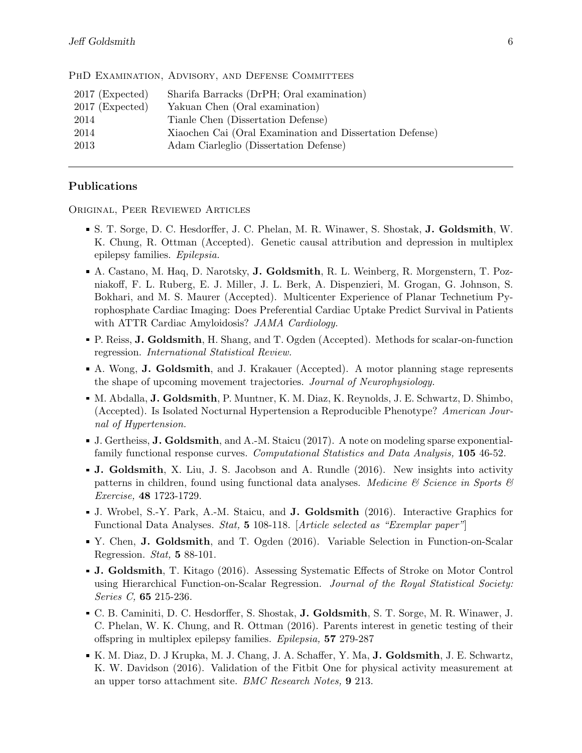PhD Examination, Advisory, and Defense Committees

| | |
|---|---|
| 2017 (Expected) | Sharifa Barracks (DrPH; Oral examination) |
| 2017 (Expected) | Yakuan Chen (Oral examination) |
| 2014 | Tianle Chen (Dissertation Defense) |
| 2014 | Xiaochen Cai (Oral Examination and Dissertation Defense) |
| 2013 | Adam Ciarleglio (Dissertation Defense) |

---

## Publications

Original, Peer Reviewed Articles

- S. T. Sorge, D. C. Hesdorffer, J. C. Phelan, M. R. Winawer, S. Shostak, **J. Goldsmith**, W. K. Chung, R. Ottman (Accepted). Genetic causal attribution and depression in multiplex epilepsy families. *Epilepsia.*
- A. Castano, M. Haq, D. Narotsky, **J. Goldsmith**, R. L. Weinberg, R. Morgenstern, T. Pozniakoff, F. L. Ruberg, E. J. Miller, J. L. Berk, A. Dispenzieri, M. Grogan, G. Johnson, S. Bokhari, and M. S. Maurer (Accepted). Multicenter Experience of Planar Technetium Pyrophosphate Cardiac Imaging: Does Preferential Cardiac Uptake Predict Survival in Patients with ATTR Cardiac Amyloidosis? *JAMA Cardiology.*
- P. Reiss, **J. Goldsmith**, H. Shang, and T. Ogden (Accepted). Methods for scalar-on-function regression. *International Statistical Review.*
- A. Wong, **J. Goldsmith**, and J. Krakauer (Accepted). A motor planning stage represents the shape of upcoming movement trajectories. *Journal of Neurophysiology.*
- M. Abdalla, **J. Goldsmith**, P. Muntner, K. M. Diaz, K. Reynolds, J. E. Schwartz, D. Shimbo, (Accepted). Is Isolated Nocturnal Hypertension a Reproducible Phenotype? *American Journal of Hypertension.*
- J. Gertheiss, **J. Goldsmith**, and A.-M. Staicu (2017). A note on modeling sparse exponential-family functional response curves. *Computational Statistics and Data Analysis,* **105** 46-52.
- **J. Goldsmith**, X. Liu, J. S. Jacobson and A. Rundle (2016). New insights into activity patterns in children, found using functional data analyses. *Medicine & Science in Sports & Exercise,* **48** 1723-1729.
- J. Wrobel, S.-Y. Park, A.-M. Staicu, and **J. Goldsmith** (2016). Interactive Graphics for Functional Data Analyses. *Stat,* **5** 108-118. [*Article selected as "Exemplar paper"*]
- Y. Chen, **J. Goldsmith**, and T. Ogden (2016). Variable Selection in Function-on-Scalar Regression. *Stat,* **5** 88-101.
- **J. Goldsmith**, T. Kitago (2016). Assessing Systematic Effects of Stroke on Motor Control using Hierarchical Function-on-Scalar Regression. *Journal of the Royal Statistical Society: Series C,* **65** 215-236.
- C. B. Caminiti, D. C. Hesdorffer, S. Shostak, **J. Goldsmith**, S. T. Sorge, M. R. Winawer, J. C. Phelan, W. K. Chung, and R. Ottman (2016). Parents interest in genetic testing of their offspring in multiplex epilepsy families. *Epilepsia,* **57** 279-287
- K. M. Diaz, D. J Krupka, M. J. Chang, J. A. Schaffer, Y. Ma, **J. Goldsmith**, J. E. Schwartz, K. W. Davidson (2016). Validation of the Fitbit One for physical activity measurement at an upper torso attachment site. *BMC Research Notes,* **9** 213.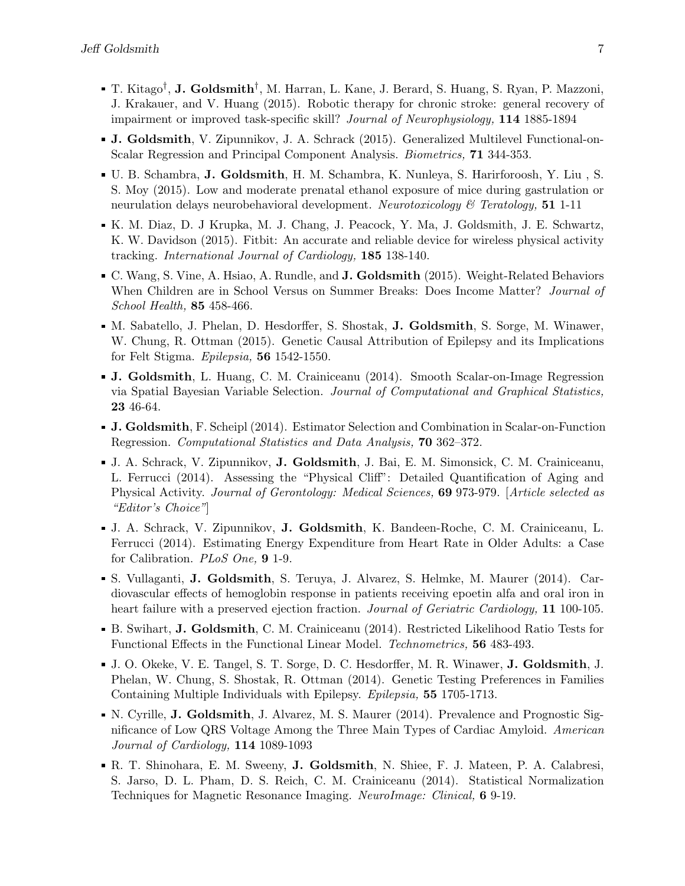- T. Kitago[†], **J. Goldsmith**[†], M. Harran, L. Kane, J. Berard, S. Huang, S. Ryan, P. Mazzoni, J. Krakauer, and V. Huang (2015). Robotic therapy for chronic stroke: general recovery of impairment or improved task-specific skill? *Journal of Neurophysiology,* **114** 1885-1894

- **J. Goldsmith**, V. Zipunnikov, J. A. Schrack (2015). Generalized Multilevel Functional-on-Scalar Regression and Principal Component Analysis. *Biometrics,* **71** 344-353.

- U. B. Schambra, **J. Goldsmith**, H. M. Schambra, K. Nunleya, S. Harirforoosh, Y. Liu , S. S. Moy (2015). Low and moderate prenatal ethanol exposure of mice during gastrulation or neurulation delays neurobehavioral development. *Neurotoxicology & Teratology,* **51** 1-11

- K. M. Diaz, D. J Krupka, M. J. Chang, J. Peacock, Y. Ma, J. Goldsmith, J. E. Schwartz, K. W. Davidson (2015). Fitbit: An accurate and reliable device for wireless physical activity tracking. *International Journal of Cardiology,* **185** 138-140.

- C. Wang, S. Vine, A. Hsiao, A. Rundle, and **J. Goldsmith** (2015). Weight-Related Behaviors When Children are in School Versus on Summer Breaks: Does Income Matter? *Journal of School Health,* **85** 458-466.

- M. Sabatello, J. Phelan, D. Hesdorffer, S. Shostak, **J. Goldsmith**, S. Sorge, M. Winawer, W. Chung, R. Ottman (2015). Genetic Causal Attribution of Epilepsy and its Implications for Felt Stigma. *Epilepsia,* **56** 1542-1550.

- **J. Goldsmith**, L. Huang, C. M. Crainiceanu (2014). Smooth Scalar-on-Image Regression via Spatial Bayesian Variable Selection. *Journal of Computational and Graphical Statistics,* **23** 46-64.

- **J. Goldsmith**, F. Scheipl (2014). Estimator Selection and Combination in Scalar-on-Function Regression. *Computational Statistics and Data Analysis,* **70** 362–372.

- J. A. Schrack, V. Zipunnikov, **J. Goldsmith**, J. Bai, E. M. Simonsick, C. M. Crainiceanu, L. Ferrucci (2014). Assessing the "Physical Cliff": Detailed Quantification of Aging and Physical Activity. *Journal of Gerontology: Medical Sciences,* **69** 973-979. [*Article selected as "Editor's Choice"*]

- J. A. Schrack, V. Zipunnikov, **J. Goldsmith**, K. Bandeen-Roche, C. M. Crainiceanu, L. Ferrucci (2014). Estimating Energy Expenditure from Heart Rate in Older Adults: a Case for Calibration. *PLoS One,* **9** 1-9.

- S. Vullaganti, **J. Goldsmith**, S. Teruya, J. Alvarez, S. Helmke, M. Maurer (2014). Cardiovascular effects of hemoglobin response in patients receiving epoetin alfa and oral iron in heart failure with a preserved ejection fraction. *Journal of Geriatric Cardiology,* **11** 100-105.

- B. Swihart, **J. Goldsmith**, C. M. Crainiceanu (2014). Restricted Likelihood Ratio Tests for Functional Effects in the Functional Linear Model. *Technometrics,* **56** 483-493.

- J. O. Okeke, V. E. Tangel, S. T. Sorge, D. C. Hesdorffer, M. R. Winawer, **J. Goldsmith**, J. Phelan, W. Chung, S. Shostak, R. Ottman (2014). Genetic Testing Preferences in Families Containing Multiple Individuals with Epilepsy. *Epilepsia,* **55** 1705-1713.

- N. Cyrille, **J. Goldsmith**, J. Alvarez, M. S. Maurer (2014). Prevalence and Prognostic Significance of Low QRS Voltage Among the Three Main Types of Cardiac Amyloid. *American Journal of Cardiology,* **114** 1089-1093

- R. T. Shinohara, E. M. Sweeny, **J. Goldsmith**, N. Shiee, F. J. Mateen, P. A. Calabresi, S. Jarso, D. L. Pham, D. S. Reich, C. M. Crainiceanu (2014). Statistical Normalization Techniques for Magnetic Resonance Imaging. *NeuroImage: Clinical,* **6** 9-19.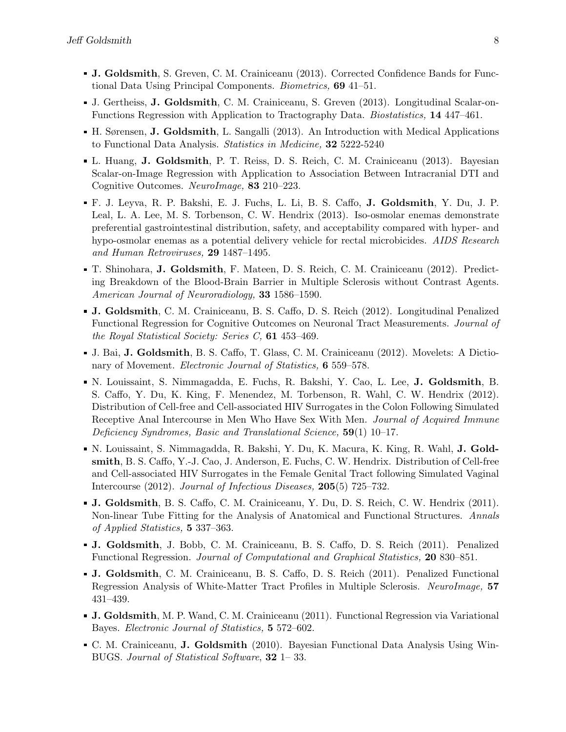- **J. Goldsmith**, S. Greven, C. M. Crainiceanu (2013). Corrected Confidence Bands for Functional Data Using Principal Components. *Biometrics,* **69** 41–51.
- J. Gertheiss, **J. Goldsmith**, C. M. Crainiceanu, S. Greven (2013). Longitudinal Scalar-on-Functions Regression with Application to Tractography Data. *Biostatistics,* **14** 447–461.
- H. Sørensen, **J. Goldsmith**, L. Sangalli (2013). An Introduction with Medical Applications to Functional Data Analysis. *Statistics in Medicine,* **32** 5222-5240
- L. Huang, **J. Goldsmith**, P. T. Reiss, D. S. Reich, C. M. Crainiceanu (2013). Bayesian Scalar-on-Image Regression with Application to Association Between Intracranial DTI and Cognitive Outcomes. *NeuroImage,* **83** 210–223.
- F. J. Leyva, R. P. Bakshi, E. J. Fuchs, L. Li, B. S. Caffo, **J. Goldsmith**, Y. Du, J. P. Leal, L. A. Lee, M. S. Torbenson, C. W. Hendrix (2013). Iso-osmolar enemas demonstrate preferential gastrointestinal distribution, safety, and acceptability compared with hyper- and hypo-osmolar enemas as a potential delivery vehicle for rectal microbicides. *AIDS Research and Human Retroviruses,* **29** 1487–1495.
- T. Shinohara, **J. Goldsmith**, F. Mateen, D. S. Reich, C. M. Crainiceanu (2012). Predicting Breakdown of the Blood-Brain Barrier in Multiple Sclerosis without Contrast Agents. *American Journal of Neuroradiology,* **33** 1586–1590.
- **J. Goldsmith**, C. M. Crainiceanu, B. S. Caffo, D. S. Reich (2012). Longitudinal Penalized Functional Regression for Cognitive Outcomes on Neuronal Tract Measurements. *Journal of the Royal Statistical Society: Series C,* **61** 453–469.
- J. Bai, **J. Goldsmith**, B. S. Caffo, T. Glass, C. M. Crainiceanu (2012). Movelets: A Dictionary of Movement. *Electronic Journal of Statistics,* **6** 559–578.
- N. Louissaint, S. Nimmagadda, E. Fuchs, R. Bakshi, Y. Cao, L. Lee, **J. Goldsmith**, B. S. Caffo, Y. Du, K. King, F. Menendez, M. Torbenson, R. Wahl, C. W. Hendrix (2012). Distribution of Cell-free and Cell-associated HIV Surrogates in the Colon Following Simulated Receptive Anal Intercourse in Men Who Have Sex With Men. *Journal of Acquired Immune Deficiency Syndromes, Basic and Translational Science,* **59**(1) 10–17.
- N. Louissaint, S. Nimmagadda, R. Bakshi, Y. Du, K. Macura, K. King, R. Wahl, **J. Goldsmith**, B. S. Caffo, Y.-J. Cao, J. Anderson, E. Fuchs, C. W. Hendrix. Distribution of Cell-free and Cell-associated HIV Surrogates in the Female Genital Tract following Simulated Vaginal Intercourse (2012). *Journal of Infectious Diseases,* **205**(5) 725–732.
- **J. Goldsmith**, B. S. Caffo, C. M. Crainiceanu, Y. Du, D. S. Reich, C. W. Hendrix (2011). Non-linear Tube Fitting for the Analysis of Anatomical and Functional Structures. *Annals of Applied Statistics,* **5** 337–363.
- **J. Goldsmith**, J. Bobb, C. M. Crainiceanu, B. S. Caffo, D. S. Reich (2011). Penalized Functional Regression. *Journal of Computational and Graphical Statistics,* **20** 830–851.
- **J. Goldsmith**, C. M. Crainiceanu, B. S. Caffo, D. S. Reich (2011). Penalized Functional Regression Analysis of White-Matter Tract Profiles in Multiple Sclerosis. *NeuroImage,* **57** 431–439.
- **J. Goldsmith**, M. P. Wand, C. M. Crainiceanu (2011). Functional Regression via Variational Bayes. *Electronic Journal of Statistics,* **5** 572–602.
- C. M. Crainiceanu, **J. Goldsmith** (2010). Bayesian Functional Data Analysis Using WinBUGS. *Journal of Statistical Software*, **32** 1– 33.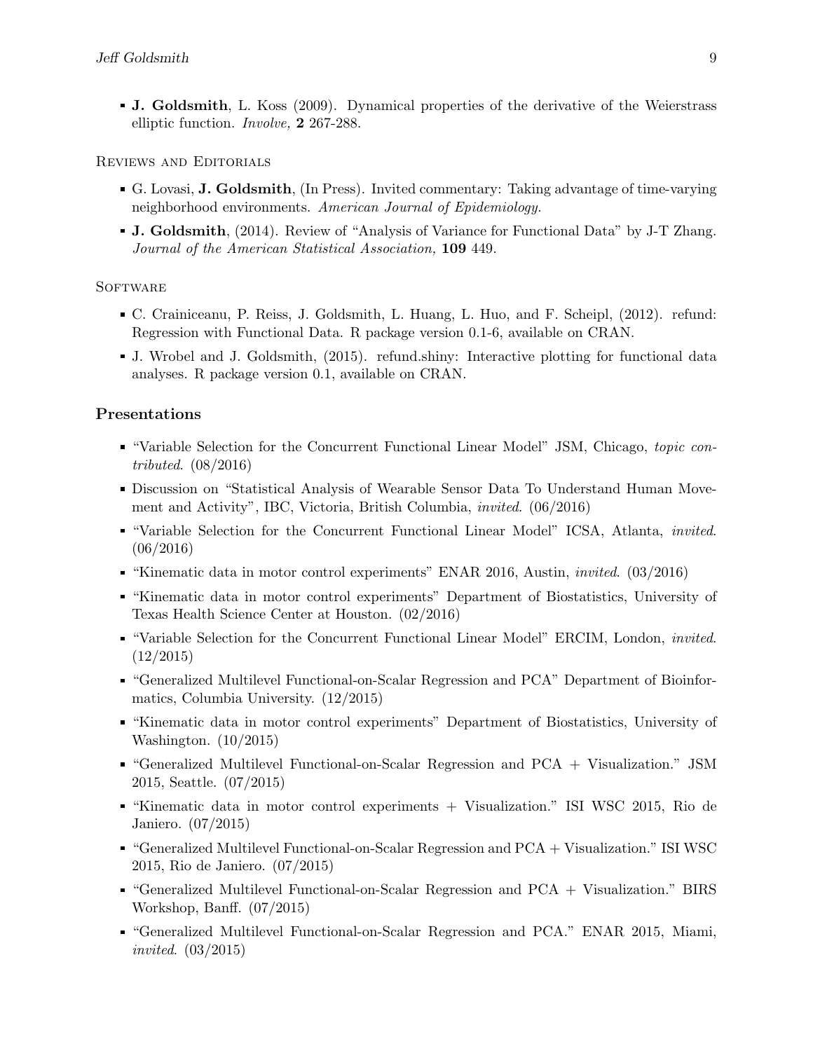- **J. Goldsmith**, L. Koss (2009). Dynamical properties of the derivative of the Weierstrass elliptic function. *Involve,* **2** 267-288.

Reviews and Editorials

- G. Lovasi, **J. Goldsmith**, (In Press). Invited commentary: Taking advantage of time-varying neighborhood environments. *American Journal of Epidemiology.*
- **J. Goldsmith**, (2014). Review of "Analysis of Variance for Functional Data" by J-T Zhang. *Journal of the American Statistical Association,* **109** 449.

Software

- C. Crainiceanu, P. Reiss, J. Goldsmith, L. Huang, L. Huo, and F. Scheipl, (2012). refund: Regression with Functional Data. R package version 0.1-6, available on CRAN.
- J. Wrobel and J. Goldsmith, (2015). refund.shiny: Interactive plotting for functional data analyses. R package version 0.1, available on CRAN.

## Presentations

- "Variable Selection for the Concurrent Functional Linear Model" JSM, Chicago, *topic contributed*. (08/2016)
- Discussion on "Statistical Analysis of Wearable Sensor Data To Understand Human Movement and Activity", IBC, Victoria, British Columbia, *invited*. (06/2016)
- "Variable Selection for the Concurrent Functional Linear Model" ICSA, Atlanta, *invited*. (06/2016)
- "Kinematic data in motor control experiments" ENAR 2016, Austin, *invited*. (03/2016)
- "Kinematic data in motor control experiments" Department of Biostatistics, University of Texas Health Science Center at Houston. (02/2016)
- "Variable Selection for the Concurrent Functional Linear Model" ERCIM, London, *invited*. (12/2015)
- "Generalized Multilevel Functional-on-Scalar Regression and PCA" Department of Bioinformatics, Columbia University. (12/2015)
- "Kinematic data in motor control experiments" Department of Biostatistics, University of Washington. (10/2015)
- "Generalized Multilevel Functional-on-Scalar Regression and PCA + Visualization." JSM 2015, Seattle. (07/2015)
- "Kinematic data in motor control experiments + Visualization." ISI WSC 2015, Rio de Janiero. (07/2015)
- "Generalized Multilevel Functional-on-Scalar Regression and PCA + Visualization." ISI WSC 2015, Rio de Janiero. (07/2015)
- "Generalized Multilevel Functional-on-Scalar Regression and PCA + Visualization." BIRS Workshop, Banff. (07/2015)
- "Generalized Multilevel Functional-on-Scalar Regression and PCA." ENAR 2015, Miami, *invited*. (03/2015)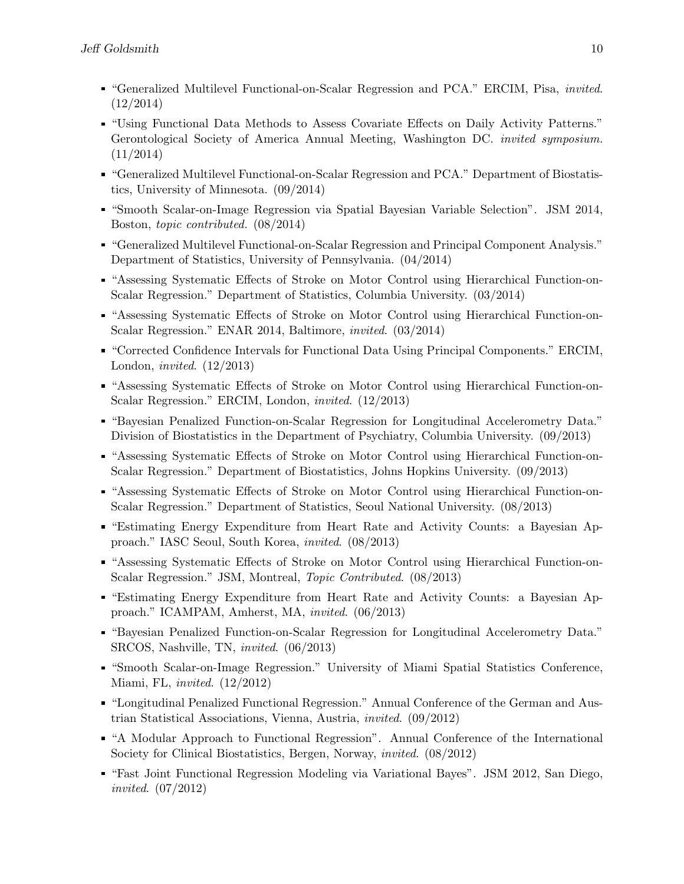- "Generalized Multilevel Functional-on-Scalar Regression and PCA." ERCIM, Pisa, *invited*. (12/2014)
- "Using Functional Data Methods to Assess Covariate Effects on Daily Activity Patterns." Gerontological Society of America Annual Meeting, Washington DC. *invited symposium.* (11/2014)
- "Generalized Multilevel Functional-on-Scalar Regression and PCA." Department of Biostatistics, University of Minnesota. (09/2014)
- "Smooth Scalar-on-Image Regression via Spatial Bayesian Variable Selection". JSM 2014, Boston, *topic contributed.* (08/2014)
- "Generalized Multilevel Functional-on-Scalar Regression and Principal Component Analysis." Department of Statistics, University of Pennsylvania. (04/2014)
- "Assessing Systematic Effects of Stroke on Motor Control using Hierarchical Function-on-Scalar Regression." Department of Statistics, Columbia University. (03/2014)
- "Assessing Systematic Effects of Stroke on Motor Control using Hierarchical Function-on-Scalar Regression." ENAR 2014, Baltimore, *invited*. (03/2014)
- "Corrected Confidence Intervals for Functional Data Using Principal Components." ERCIM, London, *invited*. (12/2013)
- "Assessing Systematic Effects of Stroke on Motor Control using Hierarchical Function-on-Scalar Regression." ERCIM, London, *invited*. (12/2013)
- "Bayesian Penalized Function-on-Scalar Regression for Longitudinal Accelerometry Data." Division of Biostatistics in the Department of Psychiatry, Columbia University. (09/2013)
- "Assessing Systematic Effects of Stroke on Motor Control using Hierarchical Function-on-Scalar Regression." Department of Biostatistics, Johns Hopkins University. (09/2013)
- "Assessing Systematic Effects of Stroke on Motor Control using Hierarchical Function-on-Scalar Regression." Department of Statistics, Seoul National University. (08/2013)
- "Estimating Energy Expenditure from Heart Rate and Activity Counts: a Bayesian Approach." IASC Seoul, South Korea, *invited*. (08/2013)
- "Assessing Systematic Effects of Stroke on Motor Control using Hierarchical Function-on-Scalar Regression." JSM, Montreal, *Topic Contributed*. (08/2013)
- "Estimating Energy Expenditure from Heart Rate and Activity Counts: a Bayesian Approach." ICAMPAM, Amherst, MA, *invited*. (06/2013)
- "Bayesian Penalized Function-on-Scalar Regression for Longitudinal Accelerometry Data." SRCOS, Nashville, TN, *invited*. (06/2013)
- "Smooth Scalar-on-Image Regression." University of Miami Spatial Statistics Conference, Miami, FL, *invited*. (12/2012)
- "Longitudinal Penalized Functional Regression." Annual Conference of the German and Austrian Statistical Associations, Vienna, Austria, *invited*. (09/2012)
- "A Modular Approach to Functional Regression". Annual Conference of the International Society for Clinical Biostatistics, Bergen, Norway, *invited*. (08/2012)
- "Fast Joint Functional Regression Modeling via Variational Bayes". JSM 2012, San Diego, *invited*. (07/2012)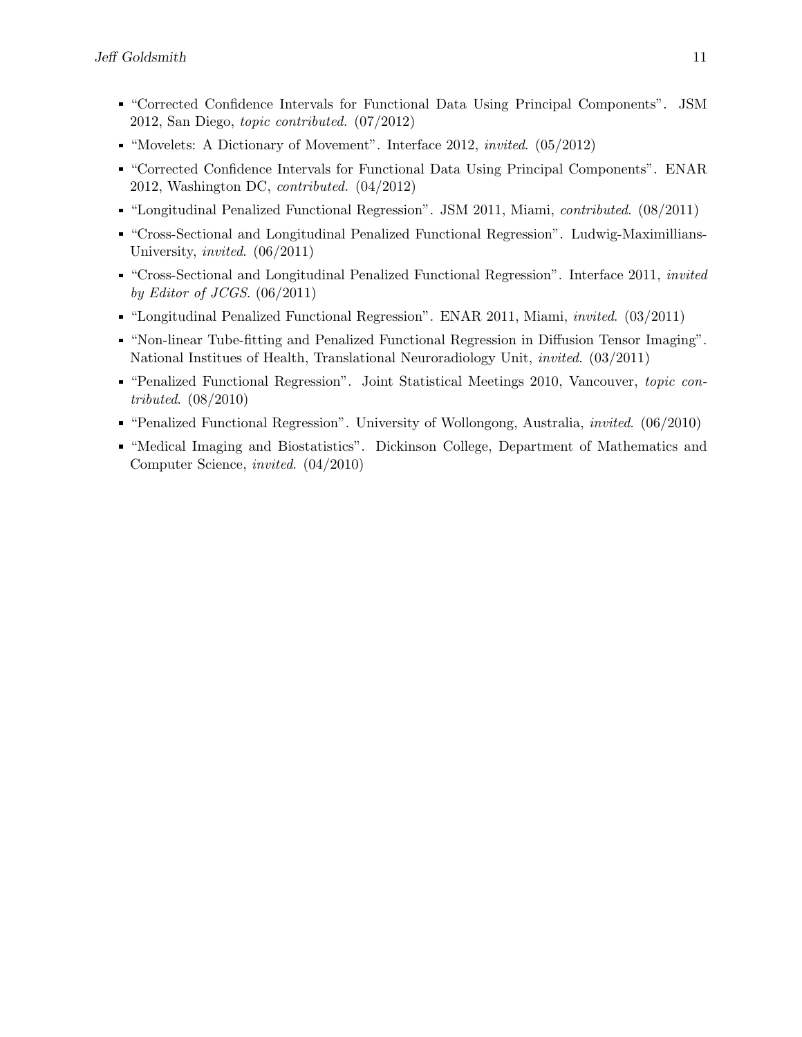- “Corrected Confidence Intervals for Functional Data Using Principal Components”. JSM 2012, San Diego, *topic contributed.* (07/2012)
- “Movelets: A Dictionary of Movement”. Interface 2012, *invited*. (05/2012)
- “Corrected Confidence Intervals for Functional Data Using Principal Components”. ENAR 2012, Washington DC, *contributed.* (04/2012)
- “Longitudinal Penalized Functional Regression”. JSM 2011, Miami, *contributed*. (08/2011)
- “Cross-Sectional and Longitudinal Penalized Functional Regression”. Ludwig-Maximillians-University, *invited*. (06/2011)
- “Cross-Sectional and Longitudinal Penalized Functional Regression”. Interface 2011, *invited by Editor of JCGS*. (06/2011)
- “Longitudinal Penalized Functional Regression”. ENAR 2011, Miami, *invited*. (03/2011)
- “Non-linear Tube-fitting and Penalized Functional Regression in Diffusion Tensor Imaging”. National Institues of Health, Translational Neuroradiology Unit, *invited*. (03/2011)
- “Penalized Functional Regression”. Joint Statistical Meetings 2010, Vancouver, *topic contributed*. (08/2010)
- “Penalized Functional Regression”. University of Wollongong, Australia, *invited*. (06/2010)
- “Medical Imaging and Biostatistics”. Dickinson College, Department of Mathematics and Computer Science, *invited*. (04/2010)